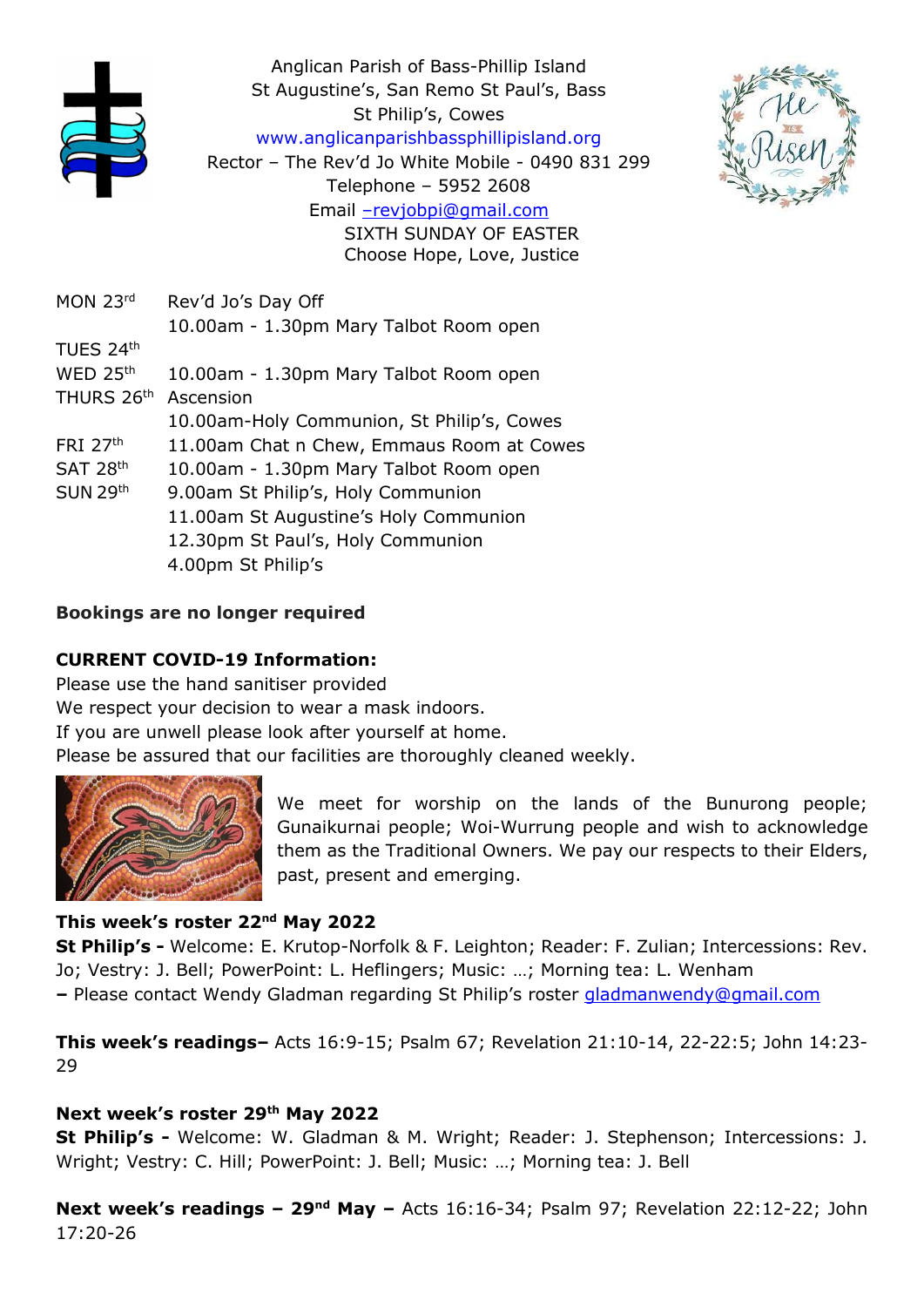Anglican Parish of Bass-Phillip Island
St Augustine's, San Remo St Paul's, Bass
St Philip's, Cowes
www.anglicanparishbassphillipisland.org
Rector – The Rev'd Jo White Mobile - 0490 831 299
Telephone – 5952 2608
Email –revjobpi@gmail.com

SIXTH SUNDAY OF EASTER
Choose Hope, Love, Justice

| | |
|---|---|
| MON 23rd | Rev'd Jo's Day Off |
| | 10.00am - 1.30pm Mary Talbot Room open |
| TUES 24th | |
| WED 25th | 10.00am - 1.30pm Mary Talbot Room open |
| THURS 26th | Ascension |
| | 10.00am-Holy Communion, St Philip's, Cowes |
| FRI 27th | 11.00am Chat n Chew, Emmaus Room at Cowes |
| SAT 28th | 10.00am - 1.30pm Mary Talbot Room open |
| SUN 29th | 9.00am St Philip's, Holy Communion |
| | 11.00am St Augustine's Holy Communion |
| | 12.30pm St Paul's, Holy Communion |
| | 4.00pm St Philip's |

**Bookings are no longer required**

**CURRENT COVID-19 Information:**
Please use the hand sanitiser provided
We respect your decision to wear a mask indoors.
If you are unwell please look after yourself at home.
Please be assured that our facilities are thoroughly cleaned weekly.

We meet for worship on the lands of the Bunurong people; Gunaikurnai people; Woi-Wurrung people and wish to acknowledge them as the Traditional Owners. We pay our respects to their Elders, past, present and emerging.

**This week's roster 22nd May 2022**
**St Philip's -** Welcome: E. Krutop-Norfolk & F. Leighton; Reader: F. Zulian; Intercessions: Rev. Jo; Vestry: J. Bell; PowerPoint: L. Heflingers; Music: …; Morning tea: L. Wenham
**–** Please contact Wendy Gladman regarding St Philip's roster gladmanwendy@gmail.com

**This week's readings–** Acts 16:9-15; Psalm 67; Revelation 21:10-14, 22-22:5; John 14:23-29

**Next week's roster 29th May 2022**
**St Philip's -** Welcome: W. Gladman & M. Wright; Reader: J. Stephenson; Intercessions: J. Wright; Vestry: C. Hill; PowerPoint: J. Bell; Music: …; Morning tea: J. Bell

**Next week's readings – 29nd May –** Acts 16:16-34; Psalm 97; Revelation 22:12-22; John 17:20-26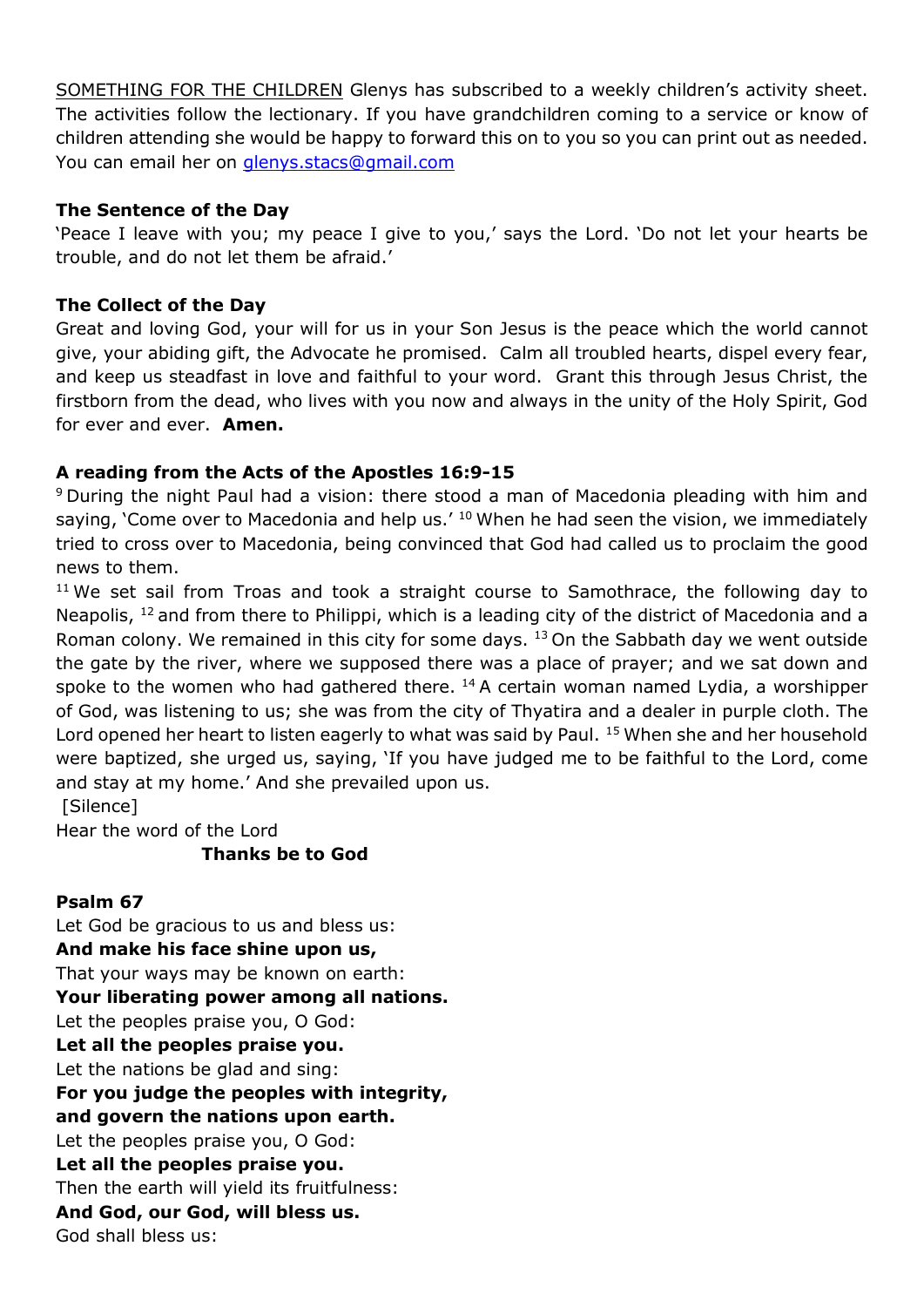SOMETHING FOR THE CHILDREN Glenys has subscribed to a weekly children's activity sheet. The activities follow the lectionary. If you have grandchildren coming to a service or know of children attending she would be happy to forward this on to you so you can print out as needed. You can email her on glenys.stacs@gmail.com

**The Sentence of the Day**

'Peace I leave with you; my peace I give to you,' says the Lord. 'Do not let your hearts be trouble, and do not let them be afraid.'

**The Collect of the Day**

Great and loving God, your will for us in your Son Jesus is the peace which the world cannot give, your abiding gift, the Advocate he promised. Calm all troubled hearts, dispel every fear, and keep us steadfast in love and faithful to your word. Grant this through Jesus Christ, the firstborn from the dead, who lives with you now and always in the unity of the Holy Spirit, God for ever and ever. **Amen.**

**A reading from the Acts of the Apostles 16:9-15**

[9] During the night Paul had a vision: there stood a man of Macedonia pleading with him and saying, 'Come over to Macedonia and help us.' [10] When he had seen the vision, we immediately tried to cross over to Macedonia, being convinced that God had called us to proclaim the good news to them.

[11] We set sail from Troas and took a straight course to Samothrace, the following day to Neapolis, [12] and from there to Philippi, which is a leading city of the district of Macedonia and a Roman colony. We remained in this city for some days. [13] On the Sabbath day we went outside the gate by the river, where we supposed there was a place of prayer; and we sat down and spoke to the women who had gathered there. [14] A certain woman named Lydia, a worshipper of God, was listening to us; she was from the city of Thyatira and a dealer in purple cloth. The Lord opened her heart to listen eagerly to what was said by Paul. [15] When she and her household were baptized, she urged us, saying, 'If you have judged me to be faithful to the Lord, come and stay at my home.' And she prevailed upon us.

[Silence]

Hear the word of the Lord

**Thanks be to God**

**Psalm 67**

Let God be gracious to us and bless us:
**And make his face shine upon us,**
That your ways may be known on earth:
**Your liberating power among all nations.**
Let the peoples praise you, O God:
**Let all the peoples praise you.**
Let the nations be glad and sing:
**For you judge the peoples with integrity,**
**and govern the nations upon earth.**
Let the peoples praise you, O God:
**Let all the peoples praise you.**
Then the earth will yield its fruitfulness:
**And God, our God, will bless us.**
God shall bless us: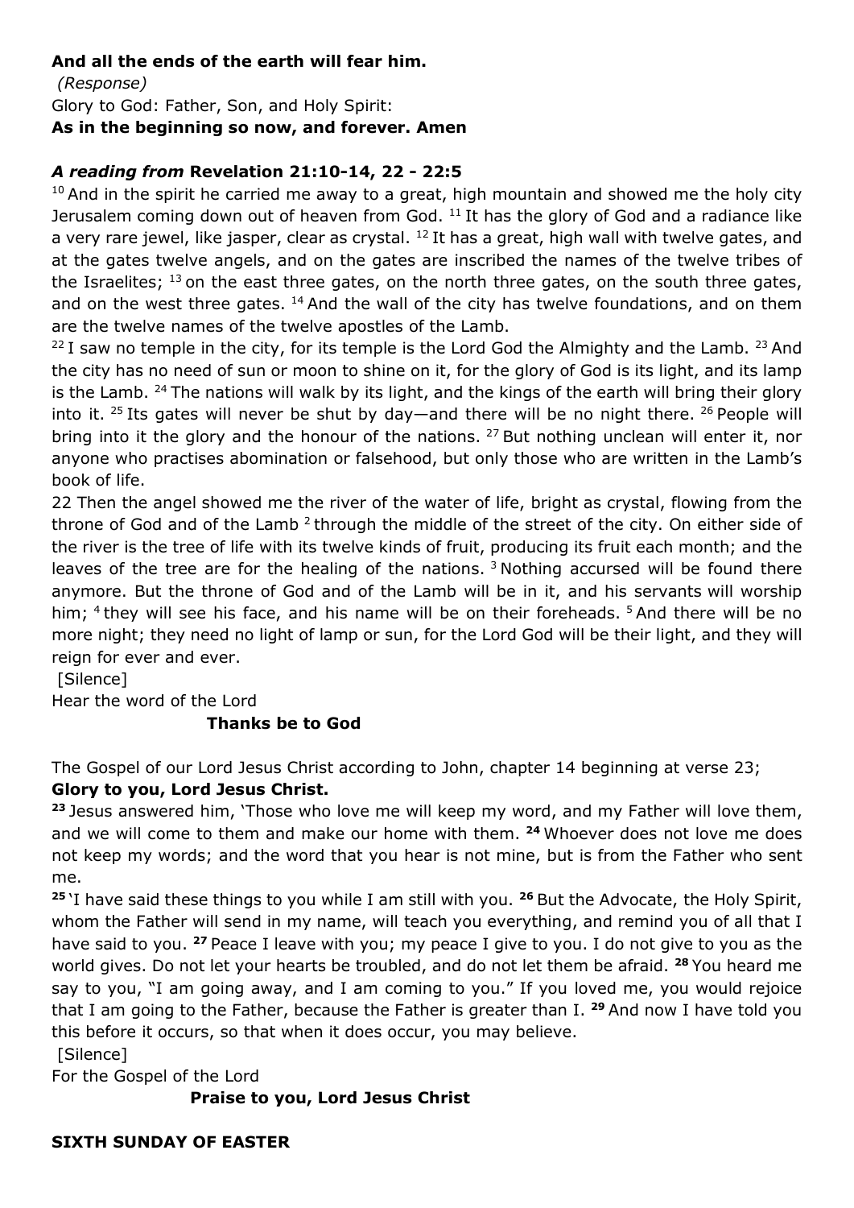**And all the ends of the earth will fear him.**

*(Response)*

Glory to God: Father, Son, and Holy Spirit:

**As in the beginning so now, and forever. Amen**

### *A reading from* Revelation 21:10-14, 22 - 22:5

[10] And in the spirit he carried me away to a great, high mountain and showed me the holy city Jerusalem coming down out of heaven from God. [11] It has the glory of God and a radiance like a very rare jewel, like jasper, clear as crystal. [12] It has a great, high wall with twelve gates, and at the gates twelve angels, and on the gates are inscribed the names of the twelve tribes of the Israelites; [13] on the east three gates, on the north three gates, on the south three gates, and on the west three gates. [14] And the wall of the city has twelve foundations, and on them are the twelve names of the twelve apostles of the Lamb.

[22] I saw no temple in the city, for its temple is the Lord God the Almighty and the Lamb. [23] And the city has no need of sun or moon to shine on it, for the glory of God is its light, and its lamp is the Lamb. [24] The nations will walk by its light, and the kings of the earth will bring their glory into it. [25] Its gates will never be shut by day—and there will be no night there. [26] People will bring into it the glory and the honour of the nations. [27] But nothing unclean will enter it, nor anyone who practises abomination or falsehood, but only those who are written in the Lamb's book of life.

22 Then the angel showed me the river of the water of life, bright as crystal, flowing from the throne of God and of the Lamb [2] through the middle of the street of the city. On either side of the river is the tree of life with its twelve kinds of fruit, producing its fruit each month; and the leaves of the tree are for the healing of the nations. [3] Nothing accursed will be found there anymore. But the throne of God and of the Lamb will be in it, and his servants will worship him; [4] they will see his face, and his name will be on their foreheads. [5] And there will be no more night; they need no light of lamp or sun, for the Lord God will be their light, and they will reign for ever and ever.

[Silence]

Hear the word of the Lord

**Thanks be to God**

The Gospel of our Lord Jesus Christ according to John, chapter 14 beginning at verse 23;

**Glory to you, Lord Jesus Christ.**

**[23]** Jesus answered him, 'Those who love me will keep my word, and my Father will love them, and we will come to them and make our home with them. **[24]** Whoever does not love me does not keep my words; and the word that you hear is not mine, but is from the Father who sent me.

**[25]** 'I have said these things to you while I am still with you. **[26]** But the Advocate, the Holy Spirit, whom the Father will send in my name, will teach you everything, and remind you of all that I have said to you. **[27]** Peace I leave with you; my peace I give to you. I do not give to you as the world gives. Do not let your hearts be troubled, and do not let them be afraid. **[28]** You heard me say to you, "I am going away, and I am coming to you." If you loved me, you would rejoice that I am going to the Father, because the Father is greater than I. **[29]** And now I have told you this before it occurs, so that when it does occur, you may believe.

[Silence]

For the Gospel of the Lord

**Praise to you, Lord Jesus Christ**

## SIXTH SUNDAY OF EASTER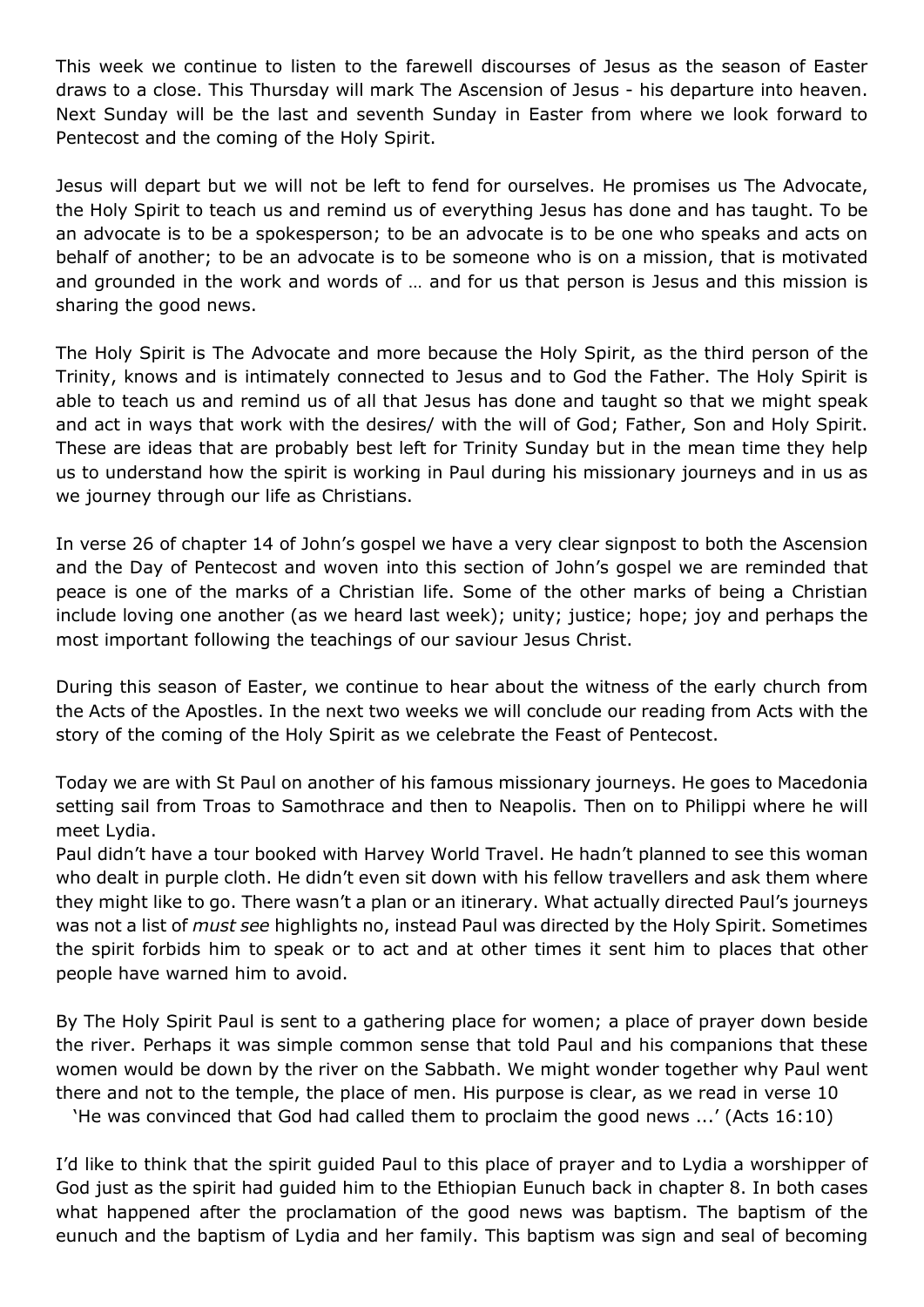This week we continue to listen to the farewell discourses of Jesus as the season of Easter draws to a close. This Thursday will mark The Ascension of Jesus - his departure into heaven. Next Sunday will be the last and seventh Sunday in Easter from where we look forward to Pentecost and the coming of the Holy Spirit.

Jesus will depart but we will not be left to fend for ourselves. He promises us The Advocate, the Holy Spirit to teach us and remind us of everything Jesus has done and has taught. To be an advocate is to be a spokesperson; to be an advocate is to be one who speaks and acts on behalf of another; to be an advocate is to be someone who is on a mission, that is motivated and grounded in the work and words of … and for us that person is Jesus and this mission is sharing the good news.

The Holy Spirit is The Advocate and more because the Holy Spirit, as the third person of the Trinity, knows and is intimately connected to Jesus and to God the Father. The Holy Spirit is able to teach us and remind us of all that Jesus has done and taught so that we might speak and act in ways that work with the desires/ with the will of God; Father, Son and Holy Spirit. These are ideas that are probably best left for Trinity Sunday but in the mean time they help us to understand how the spirit is working in Paul during his missionary journeys and in us as we journey through our life as Christians.

In verse 26 of chapter 14 of John's gospel we have a very clear signpost to both the Ascension and the Day of Pentecost and woven into this section of John's gospel we are reminded that peace is one of the marks of a Christian life. Some of the other marks of being a Christian include loving one another (as we heard last week); unity; justice; hope; joy and perhaps the most important following the teachings of our saviour Jesus Christ.

During this season of Easter, we continue to hear about the witness of the early church from the Acts of the Apostles. In the next two weeks we will conclude our reading from Acts with the story of the coming of the Holy Spirit as we celebrate the Feast of Pentecost.

Today we are with St Paul on another of his famous missionary journeys. He goes to Macedonia setting sail from Troas to Samothrace and then to Neapolis. Then on to Philippi where he will meet Lydia.
Paul didn't have a tour booked with Harvey World Travel. He hadn't planned to see this woman who dealt in purple cloth. He didn't even sit down with his fellow travellers and ask them where they might like to go. There wasn't a plan or an itinerary. What actually directed Paul's journeys was not a list of *must see* highlights no, instead Paul was directed by the Holy Spirit. Sometimes the spirit forbids him to speak or to act and at other times it sent him to places that other people have warned him to avoid.

By The Holy Spirit Paul is sent to a gathering place for women; a place of prayer down beside the river. Perhaps it was simple common sense that told Paul and his companions that these women would be down by the river on the Sabbath. We might wonder together why Paul went there and not to the temple, the place of men. His purpose is clear, as we read in verse 10

'He was convinced that God had called them to proclaim the good news ...' (Acts 16:10)

I'd like to think that the spirit guided Paul to this place of prayer and to Lydia a worshipper of God just as the spirit had guided him to the Ethiopian Eunuch back in chapter 8. In both cases what happened after the proclamation of the good news was baptism. The baptism of the eunuch and the baptism of Lydia and her family. This baptism was sign and seal of becoming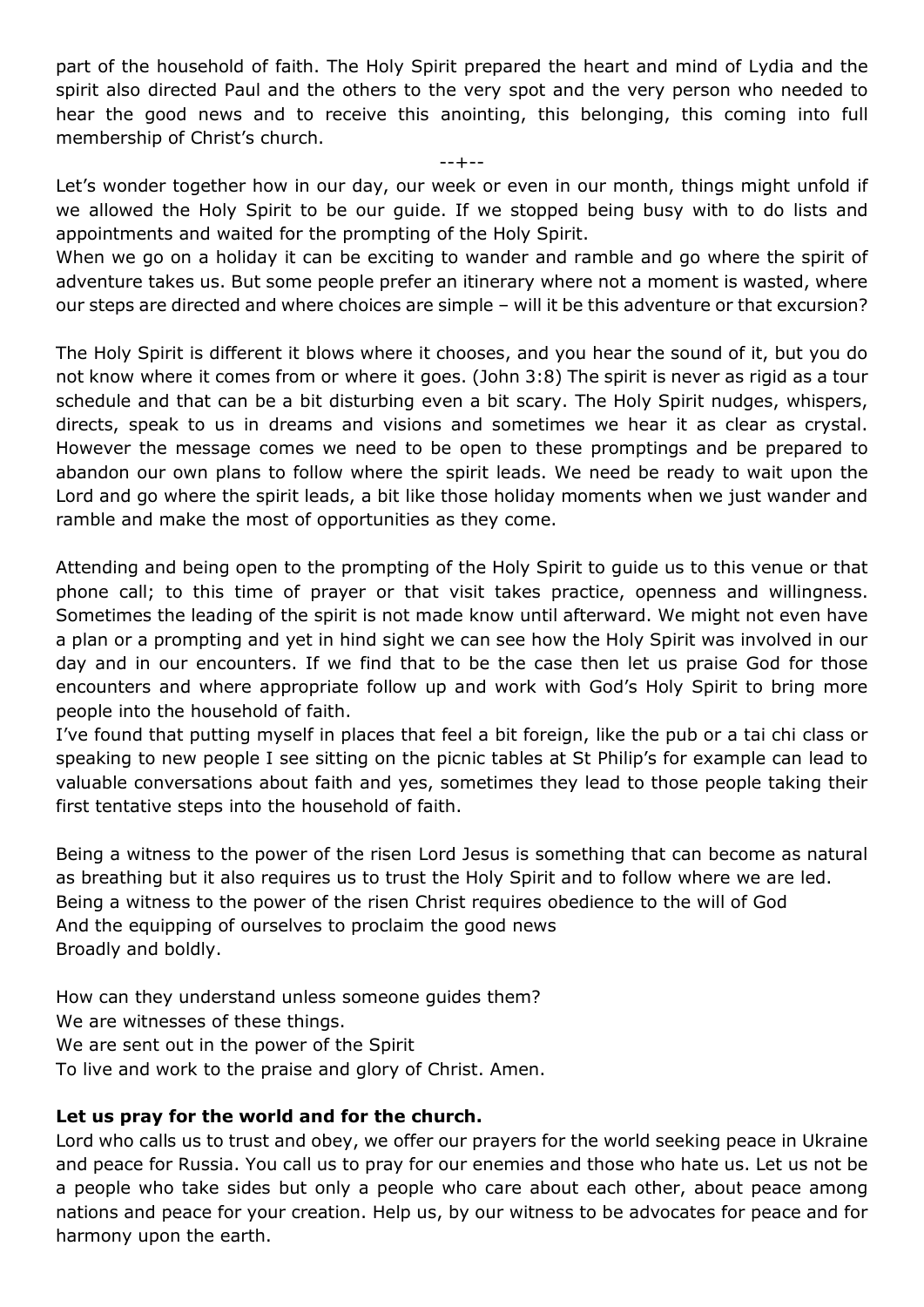part of the household of faith. The Holy Spirit prepared the heart and mind of Lydia and the spirit also directed Paul and the others to the very spot and the very person who needed to hear the good news and to receive this anointing, this belonging, this coming into full membership of Christ's church.

--+--

Let's wonder together how in our day, our week or even in our month, things might unfold if we allowed the Holy Spirit to be our guide. If we stopped being busy with to do lists and appointments and waited for the prompting of the Holy Spirit.
When we go on a holiday it can be exciting to wander and ramble and go where the spirit of adventure takes us. But some people prefer an itinerary where not a moment is wasted, where our steps are directed and where choices are simple – will it be this adventure or that excursion?

The Holy Spirit is different it blows where it chooses, and you hear the sound of it, but you do not know where it comes from or where it goes. (John 3:8) The spirit is never as rigid as a tour schedule and that can be a bit disturbing even a bit scary. The Holy Spirit nudges, whispers, directs, speak to us in dreams and visions and sometimes we hear it as clear as crystal. However the message comes we need to be open to these promptings and be prepared to abandon our own plans to follow where the spirit leads. We need be ready to wait upon the Lord and go where the spirit leads, a bit like those holiday moments when we just wander and ramble and make the most of opportunities as they come.

Attending and being open to the prompting of the Holy Spirit to guide us to this venue or that phone call; to this time of prayer or that visit takes practice, openness and willingness. Sometimes the leading of the spirit is not made know until afterward. We might not even have a plan or a prompting and yet in hind sight we can see how the Holy Spirit was involved in our day and in our encounters. If we find that to be the case then let us praise God for those encounters and where appropriate follow up and work with God's Holy Spirit to bring more people into the household of faith.
I've found that putting myself in places that feel a bit foreign, like the pub or a tai chi class or speaking to new people I see sitting on the picnic tables at St Philip's for example can lead to valuable conversations about faith and yes, sometimes they lead to those people taking their first tentative steps into the household of faith.

Being a witness to the power of the risen Lord Jesus is something that can become as natural as breathing but it also requires us to trust the Holy Spirit and to follow where we are led.
Being a witness to the power of the risen Christ requires obedience to the will of God
And the equipping of ourselves to proclaim the good news
Broadly and boldly.

How can they understand unless someone guides them?
We are witnesses of these things.
We are sent out in the power of the Spirit
To live and work to the praise and glory of Christ. Amen.

**Let us pray for the world and for the church.**

Lord who calls us to trust and obey, we offer our prayers for the world seeking peace in Ukraine and peace for Russia. You call us to pray for our enemies and those who hate us. Let us not be a people who take sides but only a people who care about each other, about peace among nations and peace for your creation. Help us, by our witness to be advocates for peace and for harmony upon the earth.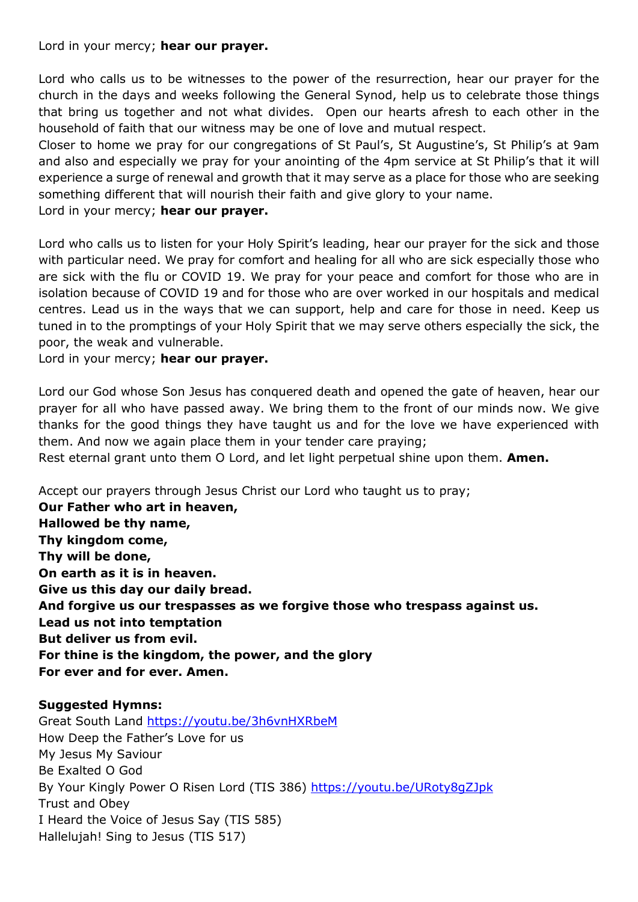Lord in your mercy; **hear our prayer.**

Lord who calls us to be witnesses to the power of the resurrection, hear our prayer for the church in the days and weeks following the General Synod, help us to celebrate those things that bring us together and not what divides. Open our hearts afresh to each other in the household of faith that our witness may be one of love and mutual respect.
Closer to home we pray for our congregations of St Paul's, St Augustine's, St Philip's at 9am and also and especially we pray for your anointing of the 4pm service at St Philip's that it will experience a surge of renewal and growth that it may serve as a place for those who are seeking something different that will nourish their faith and give glory to your name.
Lord in your mercy; **hear our prayer.**

Lord who calls us to listen for your Holy Spirit's leading, hear our prayer for the sick and those with particular need. We pray for comfort and healing for all who are sick especially those who are sick with the flu or COVID 19. We pray for your peace and comfort for those who are in isolation because of COVID 19 and for those who are over worked in our hospitals and medical centres. Lead us in the ways that we can support, help and care for those in need. Keep us tuned in to the promptings of your Holy Spirit that we may serve others especially the sick, the poor, the weak and vulnerable.
Lord in your mercy; **hear our prayer.**

Lord our God whose Son Jesus has conquered death and opened the gate of heaven, hear our prayer for all who have passed away. We bring them to the front of our minds now. We give thanks for the good things they have taught us and for the love we have experienced with them. And now we again place them in your tender care praying;
Rest eternal grant unto them O Lord, and let light perpetual shine upon them. **Amen.**

Accept our prayers through Jesus Christ our Lord who taught us to pray;
**Our Father who art in heaven,**
**Hallowed be thy name,**
**Thy kingdom come,**
**Thy will be done,**
**On earth as it is in heaven.**
**Give us this day our daily bread.**
**And forgive us our trespasses as we forgive those who trespass against us.**
**Lead us not into temptation**
**But deliver us from evil.**
**For thine is the kingdom, the power, and the glory**
**For ever and for ever. Amen.**

**Suggested Hymns:**
Great South Land https://youtu.be/3h6vnHXRbeM
How Deep the Father's Love for us
My Jesus My Saviour
Be Exalted O God
By Your Kingly Power O Risen Lord (TIS 386) https://youtu.be/URoty8gZJpk
Trust and Obey
I Heard the Voice of Jesus Say (TIS 585)
Hallelujah! Sing to Jesus (TIS 517)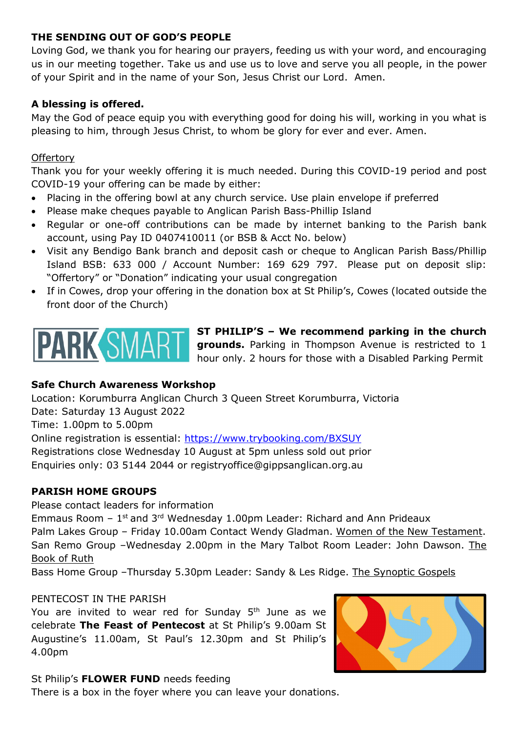**THE SENDING OUT OF GOD'S PEOPLE**

Loving God, we thank you for hearing our prayers, feeding us with your word, and encouraging us in our meeting together. Take us and use us to love and serve you all people, in the power of your Spirit and in the name of your Son, Jesus Christ our Lord. Amen.

**A blessing is offered.**

May the God of peace equip you with everything good for doing his will, working in you what is pleasing to him, through Jesus Christ, to whom be glory for ever and ever. Amen.

Offertory

Thank you for your weekly offering it is much needed. During this COVID-19 period and post COVID-19 your offering can be made by either:

- Placing in the offering bowl at any church service. Use plain envelope if preferred
- Please make cheques payable to Anglican Parish Bass-Phillip Island
- Regular or one-off contributions can be made by internet banking to the Parish bank account, using Pay ID 0407410011 (or BSB & Acct No. below)
- Visit any Bendigo Bank branch and deposit cash or cheque to Anglican Parish Bass/Phillip Island BSB: 633 000 / Account Number: 169 629 797. Please put on deposit slip: "Offertory" or "Donation" indicating your usual congregation
- If in Cowes, drop your offering in the donation box at St Philip's, Cowes (located outside the front door of the Church)

PARK SMART

**ST PHILIP'S – We recommend parking in the church grounds.** Parking in Thompson Avenue is restricted to 1 hour only. 2 hours for those with a Disabled Parking Permit

**Safe Church Awareness Workshop**

Location: Korumburra Anglican Church 3 Queen Street Korumburra, Victoria
Date: Saturday 13 August 2022
Time: 1.00pm to 5.00pm
Online registration is essential: https://www.trybooking.com/BXSUY
Registrations close Wednesday 10 August at 5pm unless sold out prior
Enquiries only: 03 5144 2044 or registryoffice@gippsanglican.org.au

**PARISH HOME GROUPS**

Please contact leaders for information
Emmaus Room – 1st and 3rd Wednesday 1.00pm Leader: Richard and Ann Prideaux
Palm Lakes Group – Friday 10.00am Contact Wendy Gladman. Women of the New Testament.
San Remo Group –Wednesday 2.00pm in the Mary Talbot Room Leader: John Dawson. The Book of Ruth
Bass Home Group –Thursday 5.30pm Leader: Sandy & Les Ridge. The Synoptic Gospels

PENTECOST IN THE PARISH

You are invited to wear red for Sunday 5th June as we celebrate **The Feast of Pentecost** at St Philip's 9.00am St Augustine's 11.00am, St Paul's 12.30pm and St Philip's 4.00pm

St Philip's **FLOWER FUND** needs feeding
There is a box in the foyer where you can leave your donations.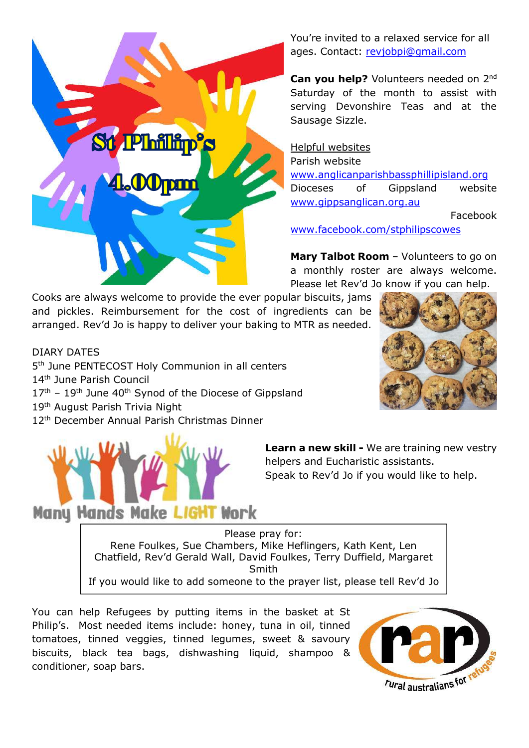St Philip's

4.00pm

You're invited to a relaxed service for all ages. Contact: revjobpi@gmail.com

**Can you help?** Volunteers needed on 2nd Saturday of the month to assist with serving Devonshire Teas and at the Sausage Sizzle.

Helpful websites

Parish website www.anglicanparishbassphillipisland.org

Dioceses of Gippsland website www.gippsanglican.org.au

Facebook www.facebook.com/stphilipscowes

**Mary Talbot Room** – Volunteers to go on a monthly roster are always welcome. Please let Rev'd Jo know if you can help.

Cooks are always welcome to provide the ever popular biscuits, jams and pickles. Reimbursement for the cost of ingredients can be arranged. Rev'd Jo is happy to deliver your baking to MTR as needed.

DIARY DATES

5th June PENTECOST Holy Communion in all centers
14th June Parish Council
17th – 19th June 40th Synod of the Diocese of Gippsland
19th August Parish Trivia Night
12th December Annual Parish Christmas Dinner

Many Hands Make LIGHT Work

**Learn a new skill -** We are training new vestry helpers and Eucharistic assistants. Speak to Rev'd Jo if you would like to help.

Please pray for:
Rene Foulkes, Sue Chambers, Mike Heflingers, Kath Kent, Len Chatfield, Rev'd Gerald Wall, David Foulkes, Terry Duffield, Margaret Smith
If you would like to add someone to the prayer list, please tell Rev'd Jo

You can help Refugees by putting items in the basket at St Philip's. Most needed items include: honey, tuna in oil, tinned tomatoes, tinned veggies, tinned legumes, sweet & savoury biscuits, black tea bags, dishwashing liquid, shampoo & conditioner, soap bars.

rar rural australians for refugees